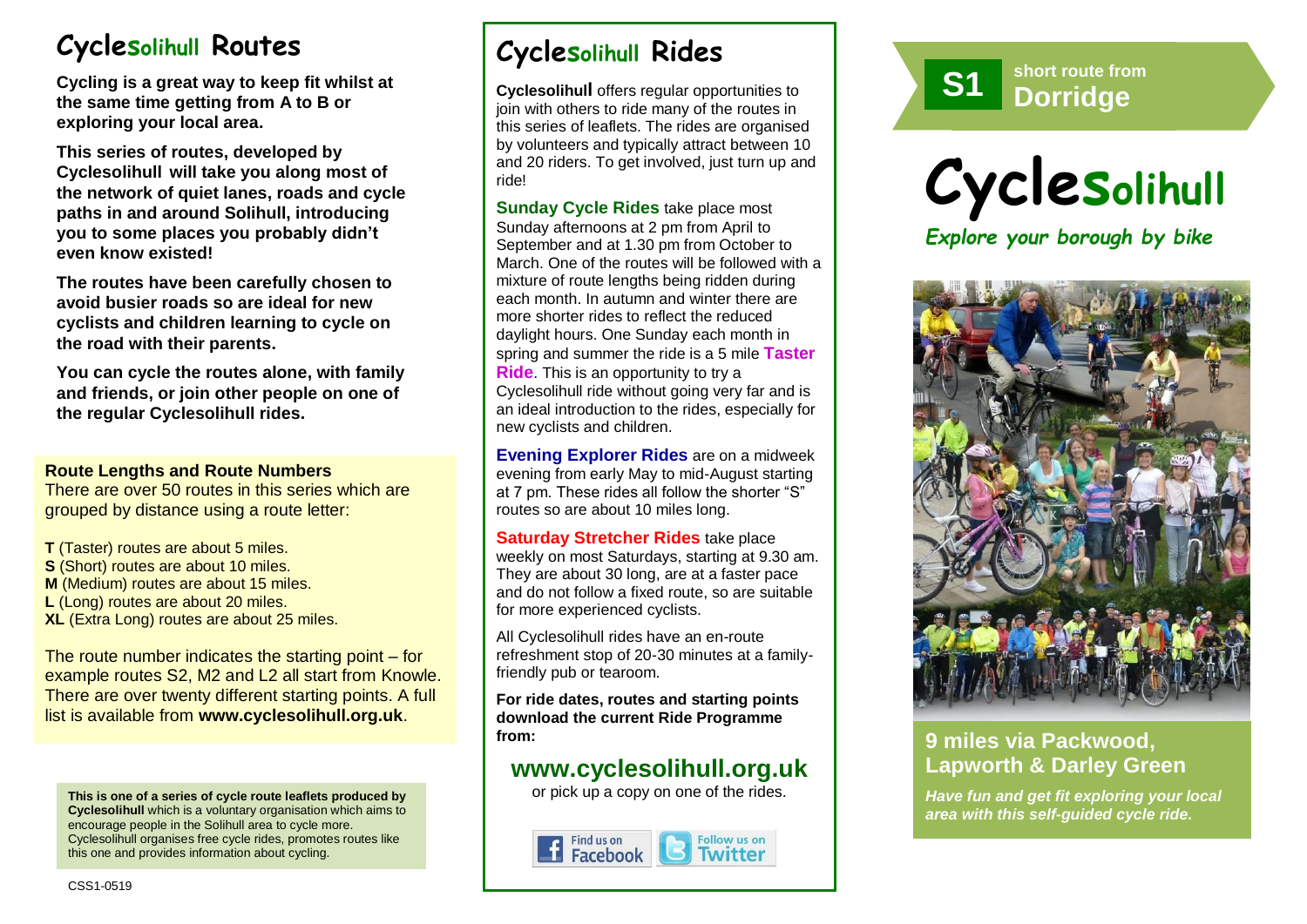# Cyclesolihull Routes

**Cycling is a great way to keep fit whilst at the same time getting from A to B or exploring your local area.**

**This series of routes, developed by Cyclesolihull will take you along most of the network of quiet lanes, roads and cycle paths in and around Solihull, introducing you to some places you probably didn't even know existed!**

**The routes have been carefully chosen to avoid busier roads so are ideal for new cyclists and children learning to cycle on the road with their parents.**

**You can cycle the routes alone, with family and friends, or join other people on one of the regular Cyclesolihull rides.**

**Route Lengths and Route Numbers**
There are over 50 routes in this series which are grouped by distance using a route letter:

**T** (Taster) routes are about 5 miles.
**S** (Short) routes are about 10 miles.
**M** (Medium) routes are about 15 miles.
**L** (Long) routes are about 20 miles.
**XL** (Extra Long) routes are about 25 miles.

The route number indicates the starting point – for example routes S2, M2 and L2 all start from Knowle. There are over twenty different starting points. A full list is available from **www.cyclesolihull.org.uk**.

**This is one of a series of cycle route leaflets produced by Cyclesolihull** which is a voluntary organisation which aims to encourage people in the Solihull area to cycle more. Cyclesolihull organises free cycle rides, promotes routes like this one and provides information about cycling.

CSS1-0519

# Cyclesolihull Rides

**Cyclesolihull** offers regular opportunities to join with others to ride many of the routes in this series of leaflets. The rides are organised by volunteers and typically attract between 10 and 20 riders. To get involved, just turn up and ride!

**Sunday Cycle Rides** take place most Sunday afternoons at 2 pm from April to September and at 1.30 pm from October to March. One of the routes will be followed with a mixture of route lengths being ridden during each month. In autumn and winter there are more shorter rides to reflect the reduced daylight hours. One Sunday each month in spring and summer the ride is a 5 mile **Taster Ride**. This is an opportunity to try a Cyclesolihull ride without going very far and is an ideal introduction to the rides, especially for new cyclists and children.

**Evening Explorer Rides** are on a midweek evening from early May to mid-August starting at 7 pm. These rides all follow the shorter "S" routes so are about 10 miles long.

**Saturday Stretcher Rides** take place weekly on most Saturdays, starting at 9.30 am. They are about 30 long, are at a faster pace and do not follow a fixed route, so are suitable for more experienced cyclists.

All Cyclesolihull rides have an en-route refreshment stop of 20-30 minutes at a family-friendly pub or tearoom.

**For ride dates, routes and starting points download the current Ride Programme from:**

## www.cyclesolihull.org.uk

or pick up a copy on one of the rides.

Find us on Facebook | Follow us on Twitter

**S1** short route from **Dorridge**

# Cyclesolihull

*Explore your borough by bike*

## 9 miles via Packwood, Lapworth & Darley Green

***Have fun and get fit exploring your local area with this self-guided cycle ride.***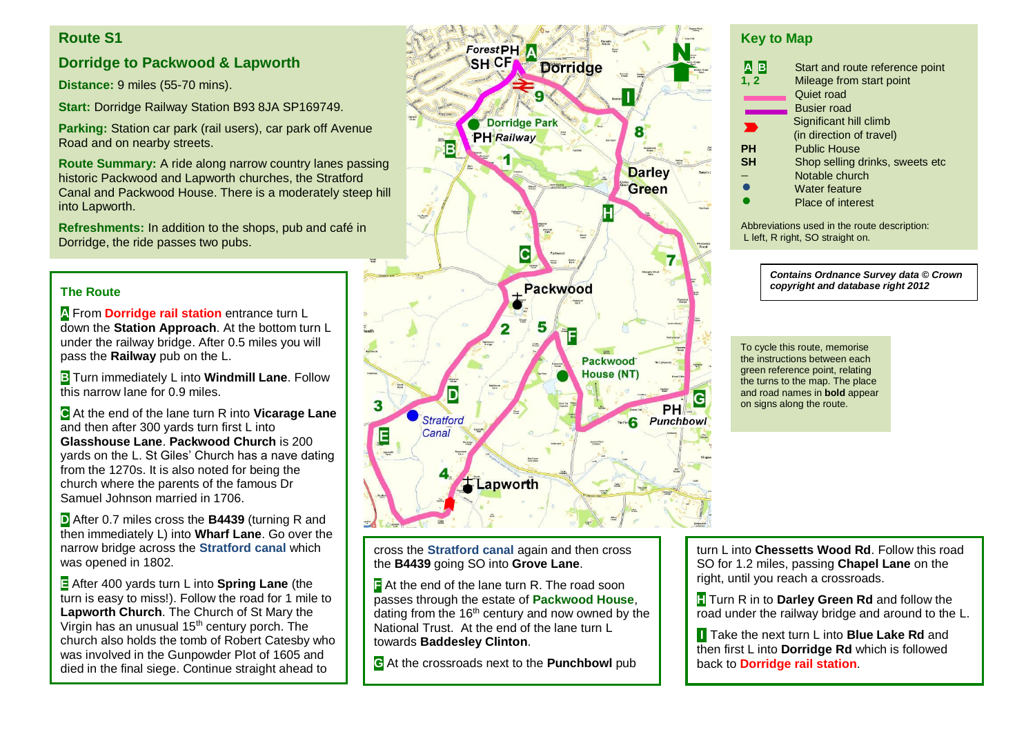## Route S1

### Dorridge to Packwood & Lapworth

**Distance:** 9 miles (55-70 mins).

**Start:** Dorridge Railway Station B93 8JA SP169749.

**Parking:** Station car park (rail users), car park off Avenue Road and on nearby streets.

**Route Summary:** A ride along narrow country lanes passing historic Packwood and Lapworth churches, the Stratford Canal and Packwood House. There is a moderately steep hill into Lapworth.

**Refreshments:** In addition to the shops, pub and café in Dorridge, the ride passes two pubs.

### The Route

**A** From **Dorridge rail station** entrance turn L down the **Station Approach**. At the bottom turn L under the railway bridge. After 0.5 miles you will pass the **Railway** pub on the L.

**B** Turn immediately L into **Windmill Lane**. Follow this narrow lane for 0.9 miles.

**C** At the end of the lane turn R into **Vicarage Lane** and then after 300 yards turn first L into **Glasshouse Lane**. **Packwood Church** is 200 yards on the L. St Giles' Church has a nave dating from the 1270s. It is also noted for being the church where the parents of the famous Dr Samuel Johnson married in 1706.

**D** After 0.7 miles cross the **B4439** (turning R and then immediately L) into **Wharf Lane**. Go over the narrow bridge across the **Stratford canal** which was opened in 1802.

**E** After 400 yards turn L into **Spring Lane** (the turn is easy to miss!). Follow the road for 1 mile to **Lapworth Church**. The Church of St Mary the Virgin has an unusual 15th century porch. The church also holds the tomb of Robert Catesby who was involved in the Gunpowder Plot of 1605 and died in the final siege. Continue straight ahead to cross the **Stratford canal** again and then cross the **B4439** going SO into **Grove Lane**.

**F** At the end of the lane turn R. The road soon passes through the estate of **Packwood House**, dating from the 16th century and now owned by the National Trust. At the end of the lane turn L towards **Baddesley Clinton**.

**G** At the crossroads next to the **Punchbowl** pub turn L into **Chessetts Wood Rd**. Follow this road SO for 1.2 miles, passing **Chapel Lane** on the right, until you reach a crossroads.

**H** Turn R in to **Darley Green Rd** and follow the road under the railway bridge and around to the L.

**I** Take the next turn L into **Blue Lake Rd** and then first L into **Dorridge Rd** which is followed back to **Dorridge rail station**.

Forest PH
SH CF
A
Dorridge
9
I
Dorridge Park
PH Railway
8
B
1
Darley
Green
H
C
7
Packwood
2
5
F
Packwood
House (NT)
3
Stratford
Canal
D
G
PH
6
Punchbowl
E
4
Lapworth
N

### Key to Map

| | |
|---|---|
| A B | Start and route reference point |
| 1, 2 | Mileage from start point |
| | Quiet road |
| | Busier road |
| | Significant hill climb (in direction of travel) |
| PH | Public House |
| SH | Shop selling drinks, sweets etc |
| | Notable church |
| | Water feature |
| | Place of interest |

Abbreviations used in the route description: L left, R right, SO straight on.

***Contains Ordnance Survey data © Crown copyright and database right 2012***

To cycle this route, memorise the instructions between each green reference point, relating the turns to the map. The place and road names in **bold** appear on signs along the route.